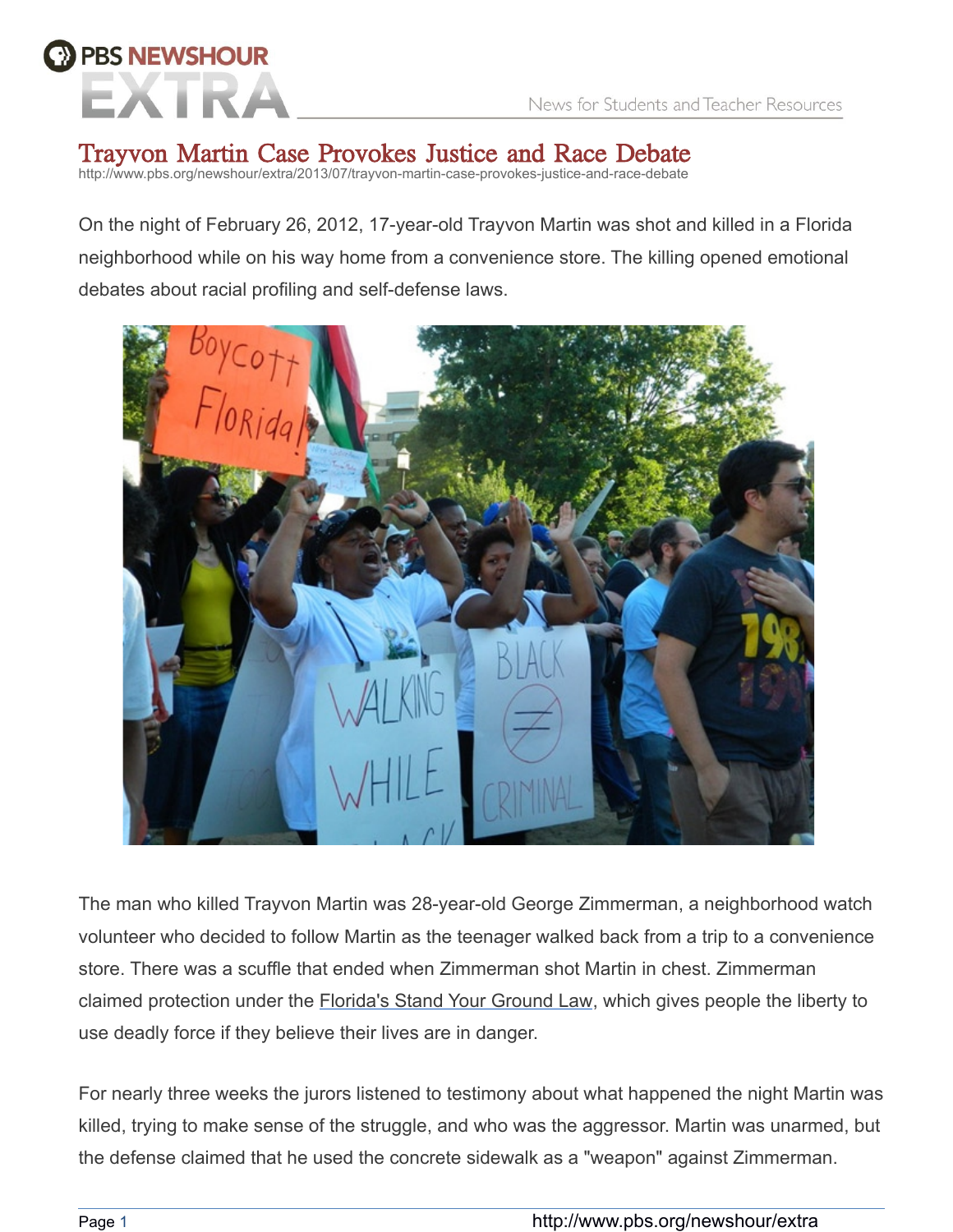# Trayvon Martin Case Provokes Justice and Race Debate

http://www.pbs.org/newshour/extra/2013/07/trayvon-martin-case-provokes-justice-and-race-debate

On the night of February 26, 2012, 17-year-old Trayvon Martin was shot and killed in a Florida neighborhood while on his way home from a convenience store. The killing opened emotional debates about racial profiling and self-defense laws.

The man who killed Trayvon Martin was 28-year-old George Zimmerman, a neighborhood watch volunteer who decided to follow Martin as the teenager walked back from a trip to a convenience store. There was a scuffle that ended when Zimmerman shot Martin in chest. Zimmerman claimed protection under the Florida's Stand Your Ground Law, which gives people the liberty to use deadly force if they believe their lives are in danger.

For nearly three weeks the jurors listened to testimony about what happened the night Martin was killed, trying to make sense of the struggle, and who was the aggressor. Martin was unarmed, but the defense claimed that he used the concrete sidewalk as a "weapon" against Zimmerman.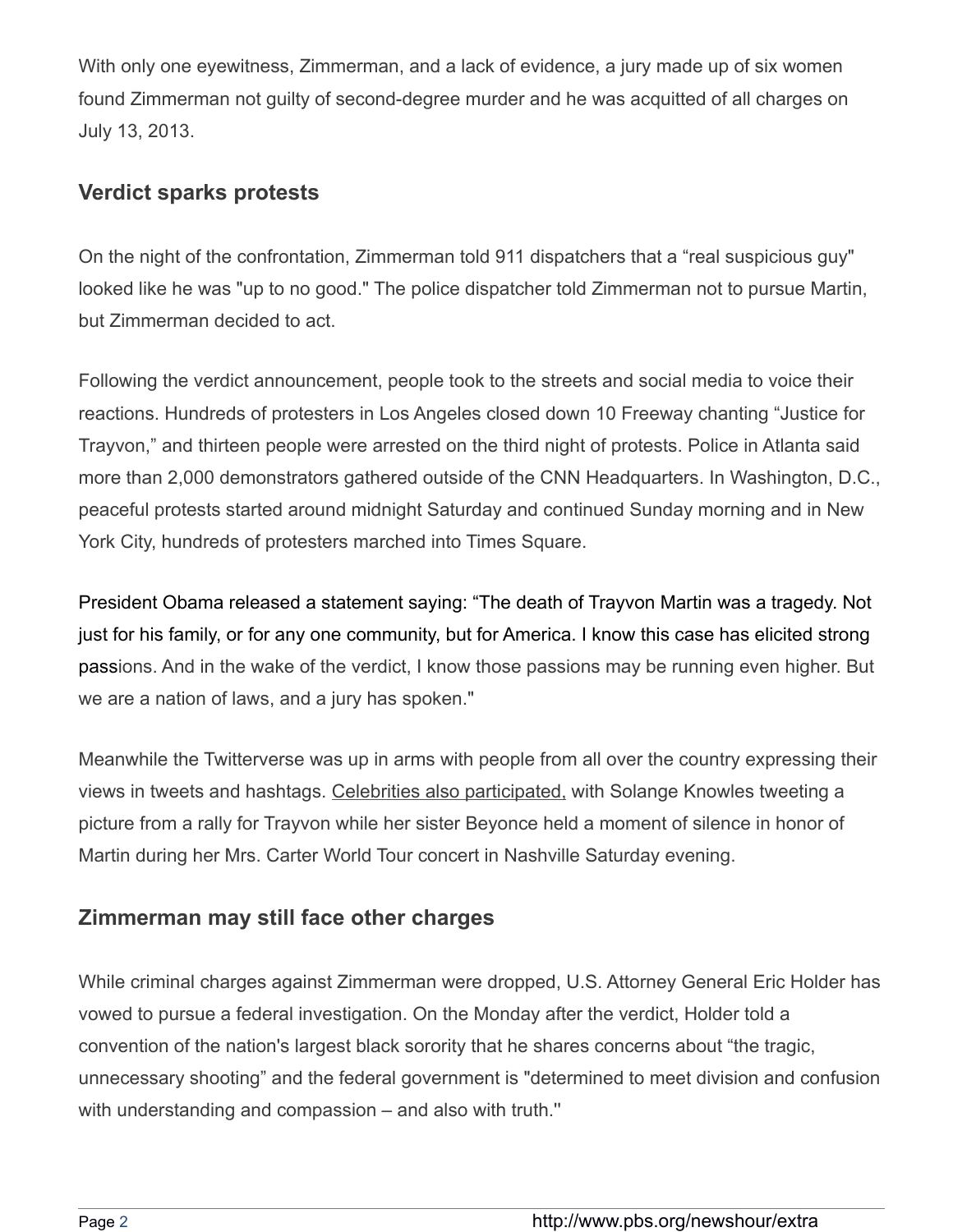With only one eyewitness, Zimmerman, and a lack of evidence, a jury made up of six women found Zimmerman not guilty of second-degree murder and he was acquitted of all charges on July 13, 2013.

## Verdict sparks protests

On the night of the confrontation, Zimmerman told 911 dispatchers that a “real suspicious guy" looked like he was "up to no good." The police dispatcher told Zimmerman not to pursue Martin, but Zimmerman decided to act.

Following the verdict announcement, people took to the streets and social media to voice their reactions. Hundreds of protesters in Los Angeles closed down 10 Freeway chanting “Justice for Trayvon,” and thirteen people were arrested on the third night of protests. Police in Atlanta said more than 2,000 demonstrators gathered outside of the CNN Headquarters. In Washington, D.C., peaceful protests started around midnight Saturday and continued Sunday morning and in New York City, hundreds of protesters marched into Times Square.

President Obama released a statement saying: “The death of Trayvon Martin was a tragedy. Not just for his family, or for any one community, but for America. I know this case has elicited strong passions. And in the wake of the verdict, I know those passions may be running even higher. But we are a nation of laws, and a jury has spoken."

Meanwhile the Twitterverse was up in arms with people from all over the country expressing their views in tweets and hashtags. Celebrities also participated, with Solange Knowles tweeting a picture from a rally for Trayvon while her sister Beyonce held a moment of silence in honor of Martin during her Mrs. Carter World Tour concert in Nashville Saturday evening.

## Zimmerman may still face other charges

While criminal charges against Zimmerman were dropped, U.S. Attorney General Eric Holder has vowed to pursue a federal investigation. On the Monday after the verdict, Holder told a convention of the nation's largest black sorority that he shares concerns about “the tragic, unnecessary shooting” and the federal government is "determined to meet division and confusion with understanding and compassion – and also with truth.''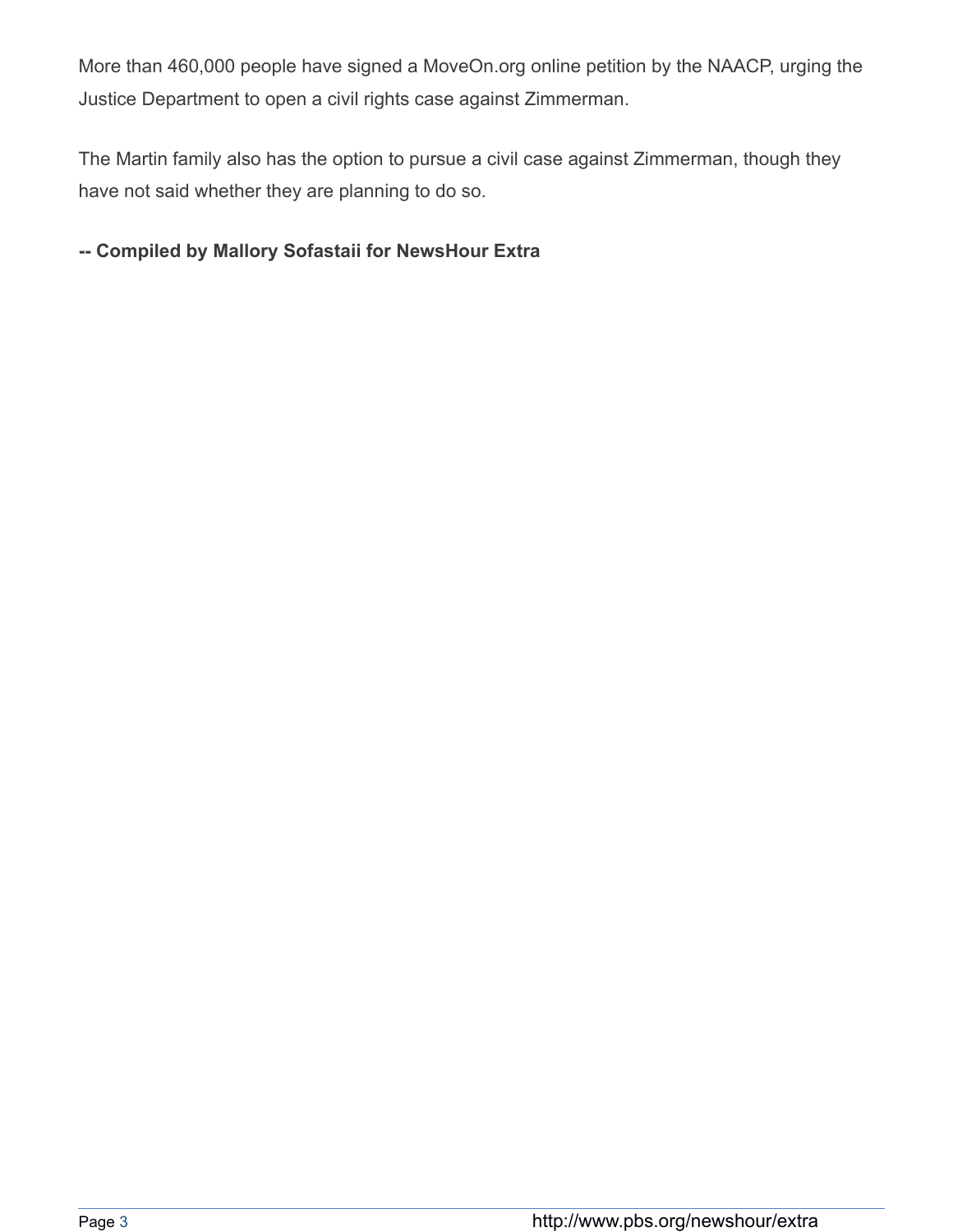More than 460,000 people have signed a MoveOn.org online petition by the NAACP, urging the Justice Department to open a civil rights case against Zimmerman.

The Martin family also has the option to pursue a civil case against Zimmerman, though they have not said whether they are planning to do so.

**-- Compiled by Mallory Sofastaii for NewsHour Extra**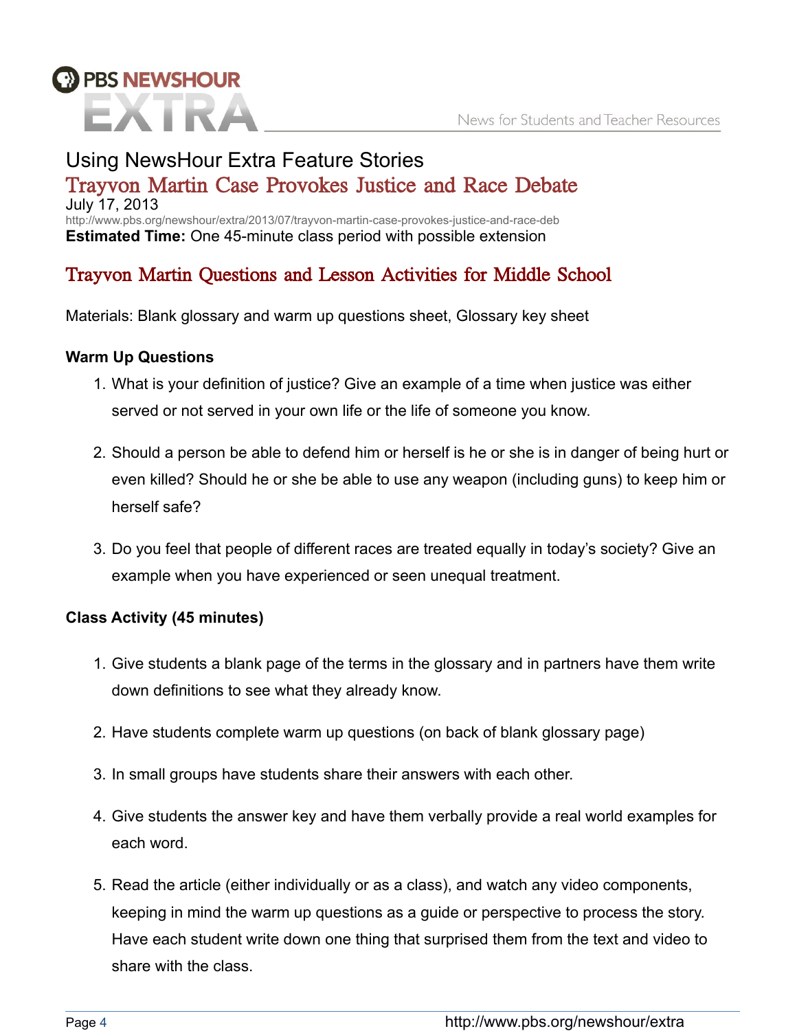# Using NewsHour Extra Feature Stories

## Trayvon Martin Case Provokes Justice and Race Debate

July 17, 2013

http://www.pbs.org/newshour/extra/2013/07/trayvon-martin-case-provokes-justice-and-race-deb

**Estimated Time:** One 45-minute class period with possible extension

## Trayvon Martin Questions and Lesson Activities for Middle School

Materials: Blank glossary and warm up questions sheet, Glossary key sheet

### Warm Up Questions

1. What is your definition of justice? Give an example of a time when justice was either served or not served in your own life or the life of someone you know.
2. Should a person be able to defend him or herself is he or she is in danger of being hurt or even killed? Should he or she be able to use any weapon (including guns) to keep him or herself safe?
3. Do you feel that people of different races are treated equally in today's society? Give an example when you have experienced or seen unequal treatment.

### Class Activity (45 minutes)

1. Give students a blank page of the terms in the glossary and in partners have them write down definitions to see what they already know.
2. Have students complete warm up questions (on back of blank glossary page)
3. In small groups have students share their answers with each other.
4. Give students the answer key and have them verbally provide a real world examples for each word.
5. Read the article (either individually or as a class), and watch any video components, keeping in mind the warm up questions as a guide or perspective to process the story. Have each student write down one thing that surprised them from the text and video to share with the class.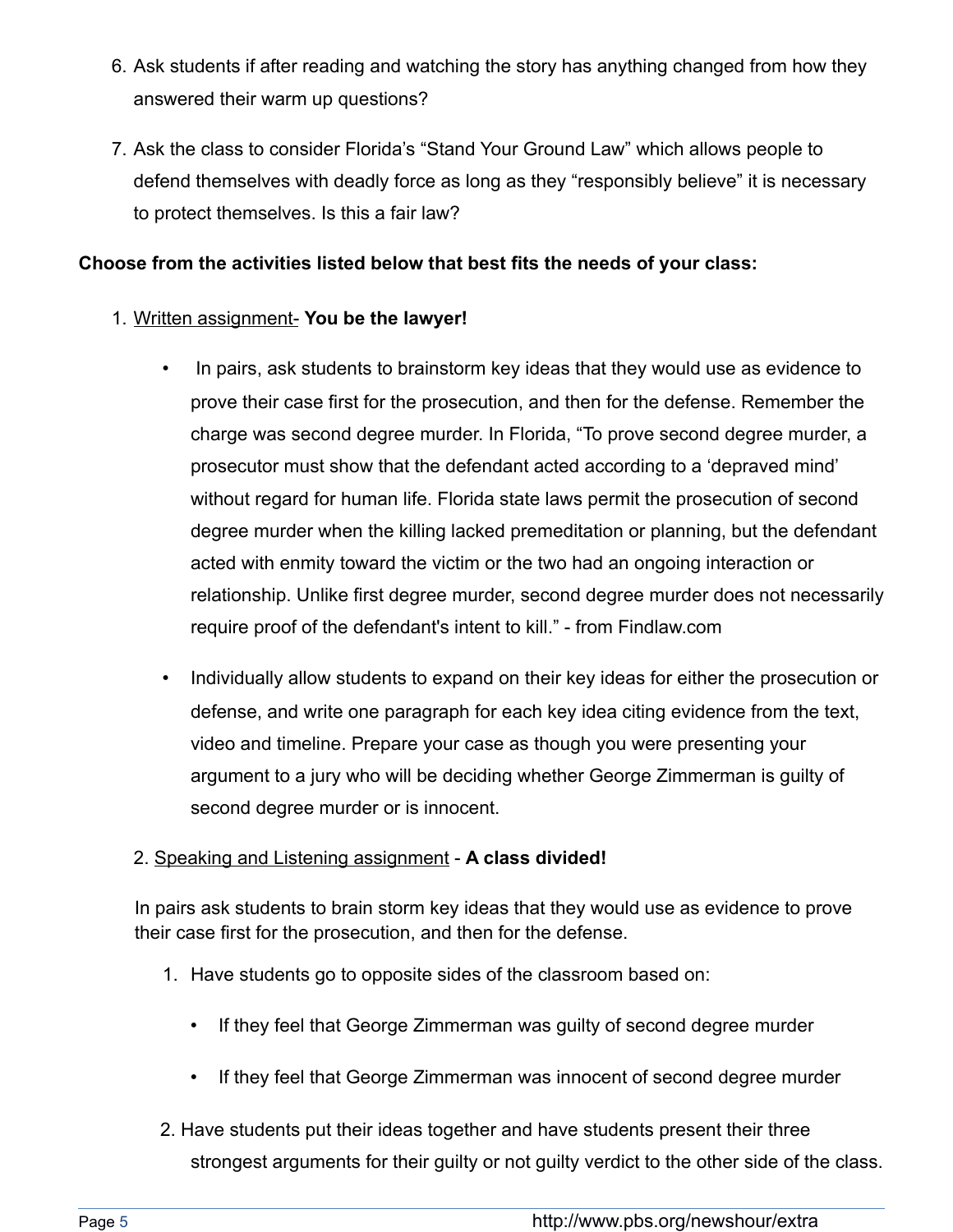6. Ask students if after reading and watching the story has anything changed from how they answered their warm up questions?

7. Ask the class to consider Florida's "Stand Your Ground Law" which allows people to defend themselves with deadly force as long as they "responsibly believe" it is necessary to protect themselves. Is this a fair law?

**Choose from the activities listed below that best fits the needs of your class:**

1. Written assignment- **You be the lawyer!**

   - In pairs, ask students to brainstorm key ideas that they would use as evidence to prove their case first for the prosecution, and then for the defense. Remember the charge was second degree murder. In Florida, "To prove second degree murder, a prosecutor must show that the defendant acted according to a 'depraved mind' without regard for human life. Florida state laws permit the prosecution of second degree murder when the killing lacked premeditation or planning, but the defendant acted with enmity toward the victim or the two had an ongoing interaction or relationship. Unlike first degree murder, second degree murder does not necessarily require proof of the defendant's intent to kill." - from Findlaw.com

   - Individually allow students to expand on their key ideas for either the prosecution or defense, and write one paragraph for each key idea citing evidence from the text, video and timeline. Prepare your case as though you were presenting your argument to a jury who will be deciding whether George Zimmerman is guilty of second degree murder or is innocent.

2. Speaking and Listening assignment - **A class divided!**

   In pairs ask students to brain storm key ideas that they would use as evidence to prove their case first for the prosecution, and then for the defense.

   1. Have students go to opposite sides of the classroom based on:
      - If they feel that George Zimmerman was guilty of second degree murder
      - If they feel that George Zimmerman was innocent of second degree murder
   2. Have students put their ideas together and have students present their three strongest arguments for their guilty or not guilty verdict to the other side of the class.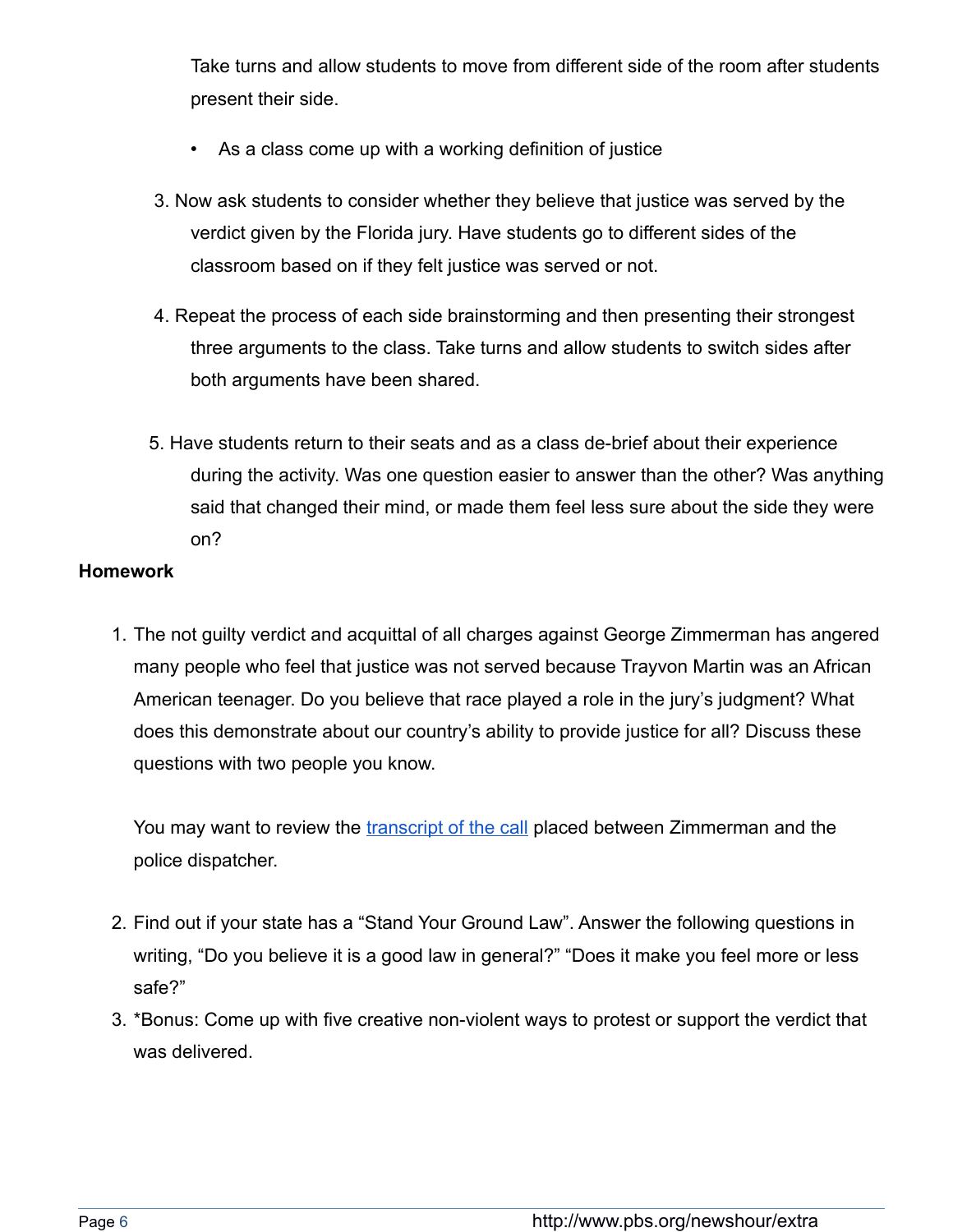Take turns and allow students to move from different side of the room after students present their side.

- As a class come up with a working definition of justice

3. Now ask students to consider whether they believe that justice was served by the verdict given by the Florida jury. Have students go to different sides of the classroom based on if they felt justice was served or not.

4. Repeat the process of each side brainstorming and then presenting their strongest three arguments to the class. Take turns and allow students to switch sides after both arguments have been shared.

5. Have students return to their seats and as a class de-brief about their experience during the activity. Was one question easier to answer than the other? Was anything said that changed their mind, or made them feel less sure about the side they were on?

**Homework**

1. The not guilty verdict and acquittal of all charges against George Zimmerman has angered many people who feel that justice was not served because Trayvon Martin was an African American teenager. Do you believe that race played a role in the jury's judgment? What does this demonstrate about our country's ability to provide justice for all? Discuss these questions with two people you know.

   You may want to review the transcript of the call placed between Zimmerman and the police dispatcher.

2. Find out if your state has a "Stand Your Ground Law". Answer the following questions in writing, "Do you believe it is a good law in general?" "Does it make you feel more or less safe?"
3. *Bonus: Come up with five creative non-violent ways to protest or support the verdict that was delivered.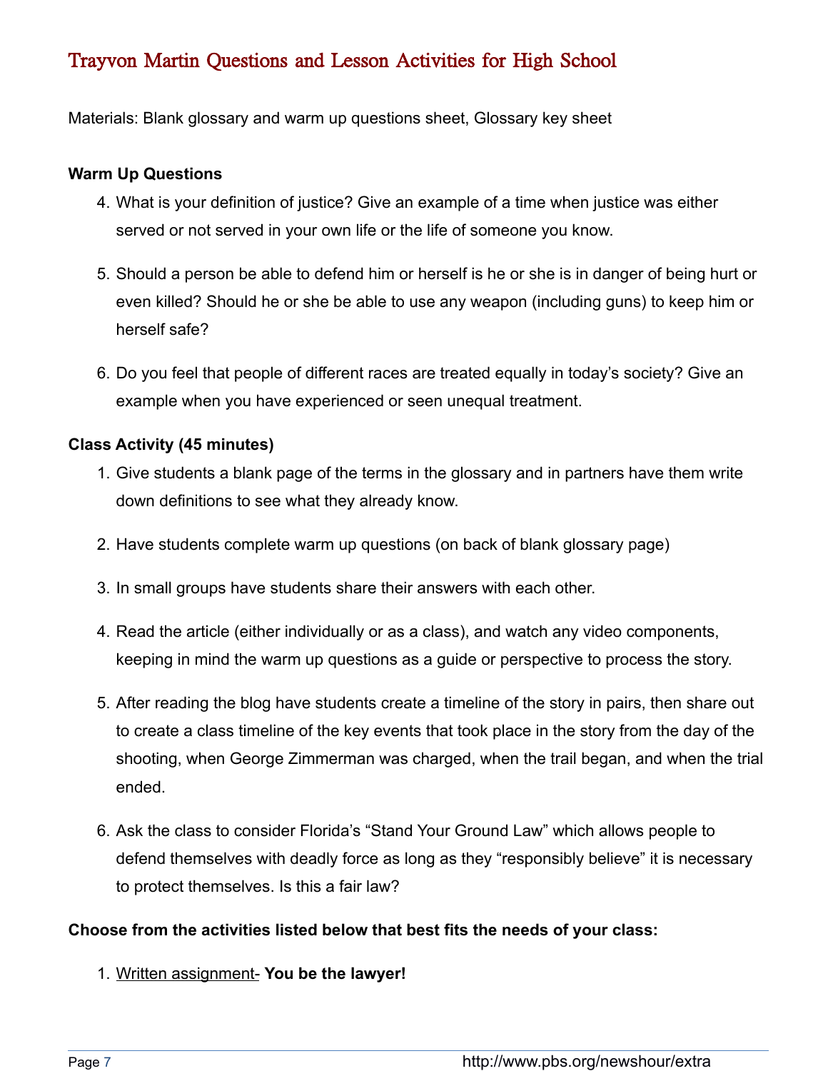# Trayvon Martin Questions and Lesson Activities for High School

Materials: Blank glossary and warm up questions sheet, Glossary key sheet

**Warm Up Questions**

4. What is your definition of justice? Give an example of a time when justice was either served or not served in your own life or the life of someone you know.

5. Should a person be able to defend him or herself is he or she is in danger of being hurt or even killed? Should he or she be able to use any weapon (including guns) to keep him or herself safe?

6. Do you feel that people of different races are treated equally in today's society? Give an example when you have experienced or seen unequal treatment.

**Class Activity (45 minutes)**

1. Give students a blank page of the terms in the glossary and in partners have them write down definitions to see what they already know.

2. Have students complete warm up questions (on back of blank glossary page)

3. In small groups have students share their answers with each other.

4. Read the article (either individually or as a class), and watch any video components, keeping in mind the warm up questions as a guide or perspective to process the story.

5. After reading the blog have students create a timeline of the story in pairs, then share out to create a class timeline of the key events that took place in the story from the day of the shooting, when George Zimmerman was charged, when the trail began, and when the trial ended.

6. Ask the class to consider Florida's "Stand Your Ground Law" which allows people to defend themselves with deadly force as long as they "responsibly believe" it is necessary to protect themselves. Is this a fair law?

**Choose from the activities listed below that best fits the needs of your class:**

1. Written assignment- **You be the lawyer!**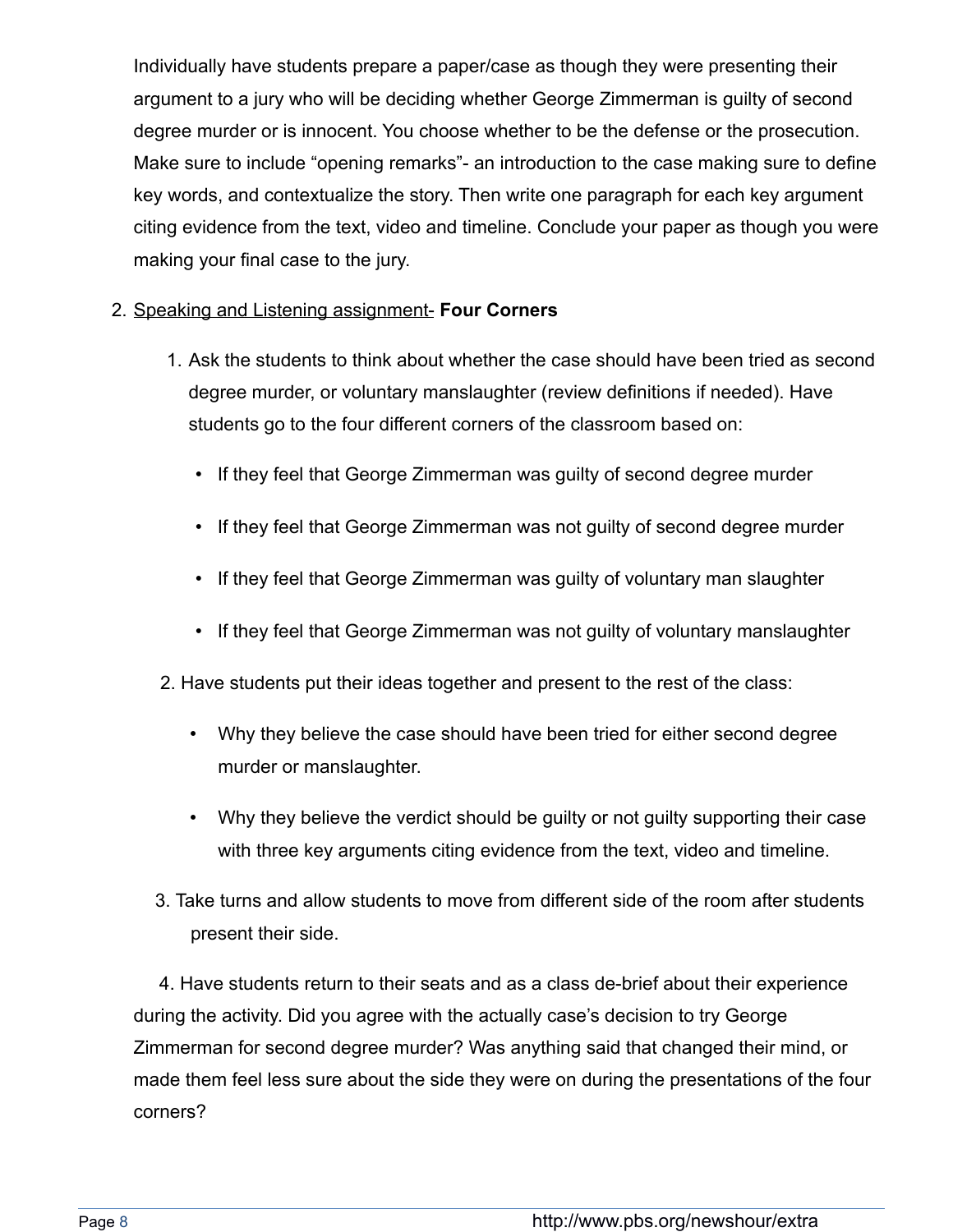Individually have students prepare a paper/case as though they were presenting their argument to a jury who will be deciding whether George Zimmerman is guilty of second degree murder or is innocent. You choose whether to be the defense or the prosecution. Make sure to include "opening remarks"- an introduction to the case making sure to define key words, and contextualize the story. Then write one paragraph for each key argument citing evidence from the text, video and timeline. Conclude your paper as though you were making your final case to the jury.

2. Speaking and Listening assignment- **Four Corners**

   1. Ask the students to think about whether the case should have been tried as second degree murder, or voluntary manslaughter (review definitions if needed). Have students go to the four different corners of the classroom based on:

      - If they feel that George Zimmerman was guilty of second degree murder
      - If they feel that George Zimmerman was not guilty of second degree murder
      - If they feel that George Zimmerman was guilty of voluntary man slaughter
      - If they feel that George Zimmerman was not guilty of voluntary manslaughter

   2. Have students put their ideas together and present to the rest of the class:

      - Why they believe the case should have been tried for either second degree murder or manslaughter.
      - Why they believe the verdict should be guilty or not guilty supporting their case with three key arguments citing evidence from the text, video and timeline.

   3. Take turns and allow students to move from different side of the room after students present their side.

   4. Have students return to their seats and as a class de-brief about their experience during the activity. Did you agree with the actually case's decision to try George Zimmerman for second degree murder? Was anything said that changed their mind, or made them feel less sure about the side they were on during the presentations of the four corners?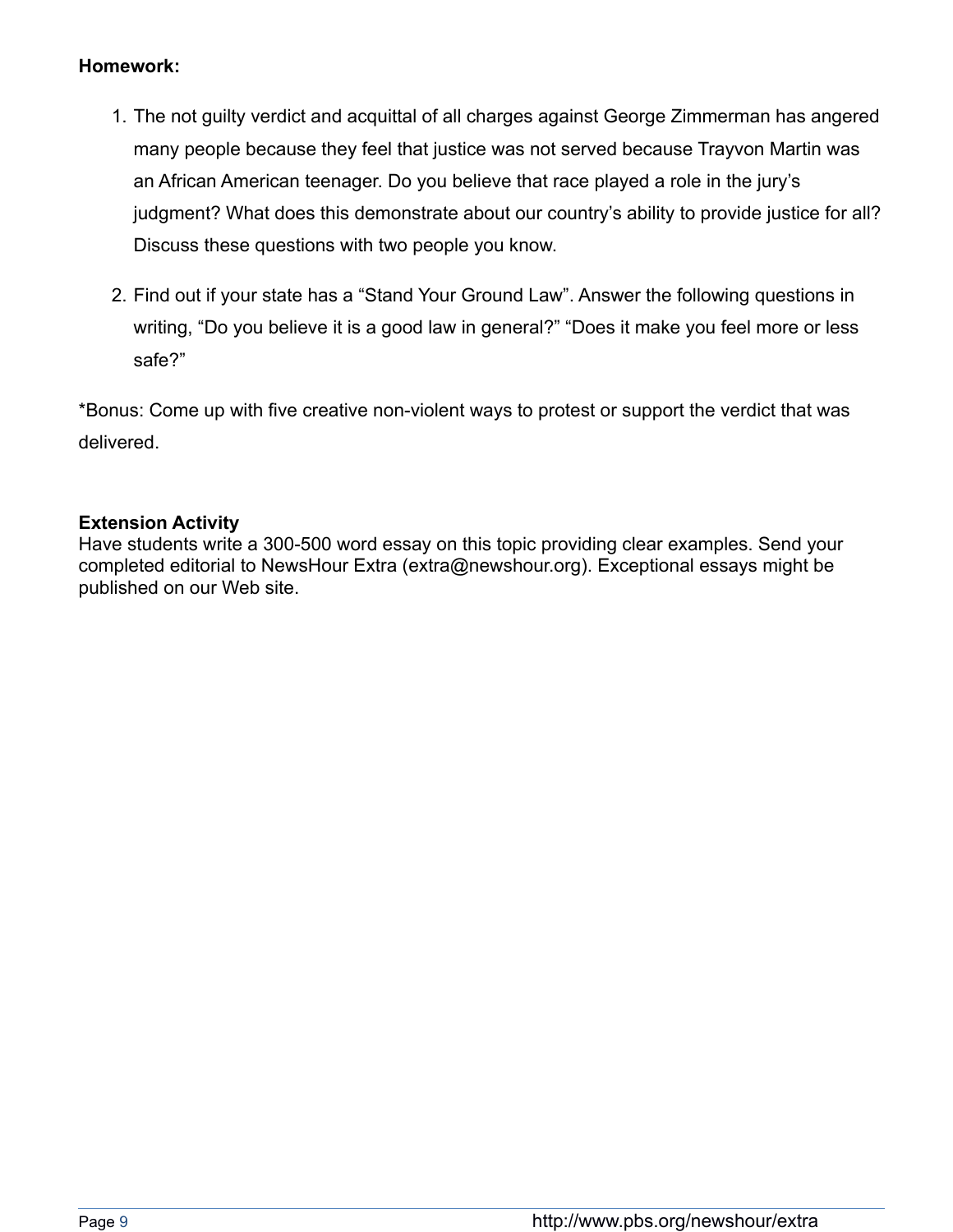**Homework:**

1. The not guilty verdict and acquittal of all charges against George Zimmerman has angered many people because they feel that justice was not served because Trayvon Martin was an African American teenager. Do you believe that race played a role in the jury's judgment? What does this demonstrate about our country's ability to provide justice for all? Discuss these questions with two people you know.

2. Find out if your state has a "Stand Your Ground Law". Answer the following questions in writing, "Do you believe it is a good law in general?" "Does it make you feel more or less safe?"

*Bonus: Come up with five creative non-violent ways to protest or support the verdict that was delivered.

**Extension Activity**

Have students write a 300-500 word essay on this topic providing clear examples. Send your completed editorial to NewsHour Extra (extra@newshour.org). Exceptional essays might be published on our Web site.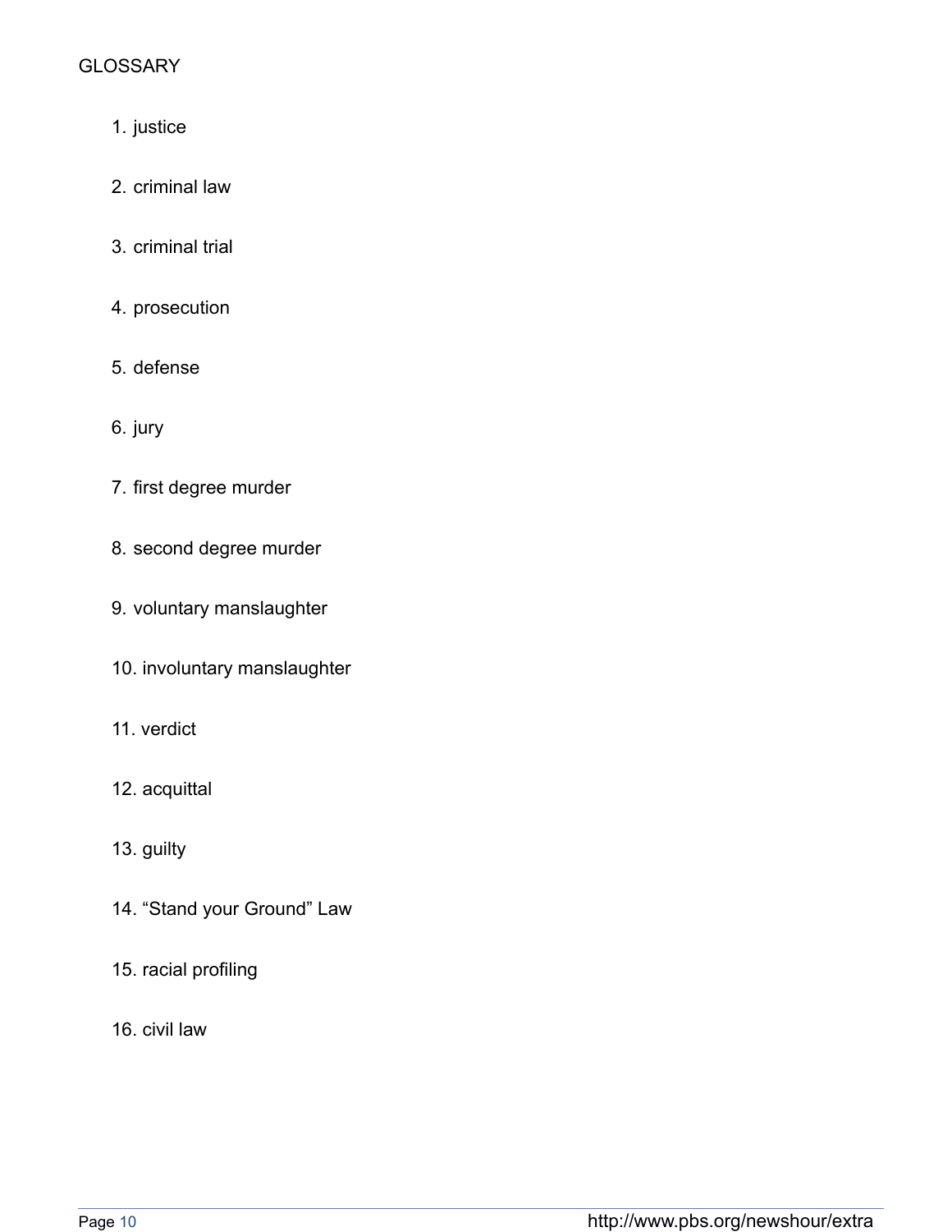GLOSSARY

1. justice
2. criminal law
3. criminal trial
4. prosecution
5. defense
6. jury
7. first degree murder
8. second degree murder
9. voluntary manslaughter
10. involuntary manslaughter
11. verdict
12. acquittal
13. guilty
14. “Stand your Ground” Law
15. racial profiling
16. civil law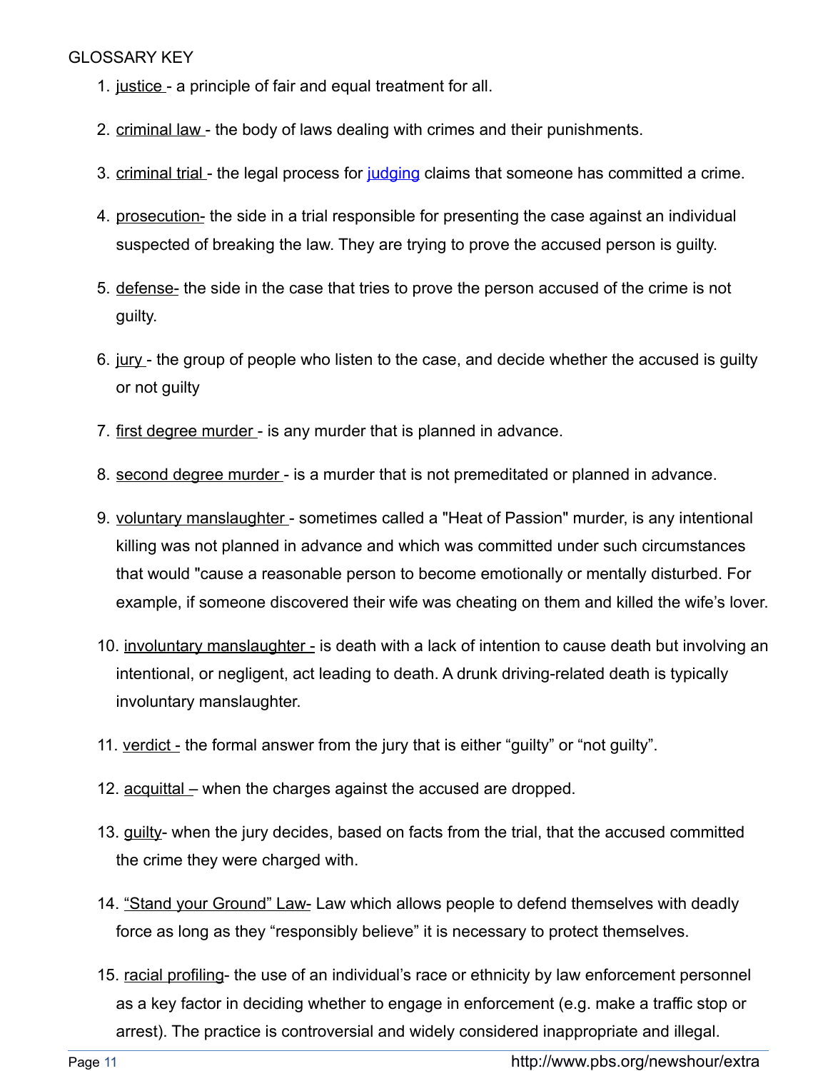GLOSSARY KEY

1. justice - a principle of fair and equal treatment for all.

2. criminal law - the body of laws dealing with crimes and their punishments.

3. criminal trial - the legal process for judging claims that someone has committed a crime.

4. prosecution- the side in a trial responsible for presenting the case against an individual suspected of breaking the law. They are trying to prove the accused person is guilty.

5. defense- the side in the case that tries to prove the person accused of the crime is not guilty.

6. jury - the group of people who listen to the case, and decide whether the accused is guilty or not guilty

7. first degree murder - is any murder that is planned in advance.

8. second degree murder - is a murder that is not premeditated or planned in advance.

9. voluntary manslaughter - sometimes called a "Heat of Passion" murder, is any intentional killing was not planned in advance and which was committed under such circumstances that would "cause a reasonable person to become emotionally or mentally disturbed. For example, if someone discovered their wife was cheating on them and killed the wife's lover.

10. involuntary manslaughter - is death with a lack of intention to cause death but involving an intentional, or negligent, act leading to death. A drunk driving-related death is typically involuntary manslaughter.

11. verdict - the formal answer from the jury that is either "guilty" or "not guilty".

12. acquittal – when the charges against the accused are dropped.

13. guilty- when the jury decides, based on facts from the trial, that the accused committed the crime they were charged with.

14. "Stand your Ground" Law- Law which allows people to defend themselves with deadly force as long as they "responsibly believe" it is necessary to protect themselves.

15. racial profiling- the use of an individual's race or ethnicity by law enforcement personnel as a key factor in deciding whether to engage in enforcement (e.g. make a traffic stop or arrest). The practice is controversial and widely considered inappropriate and illegal.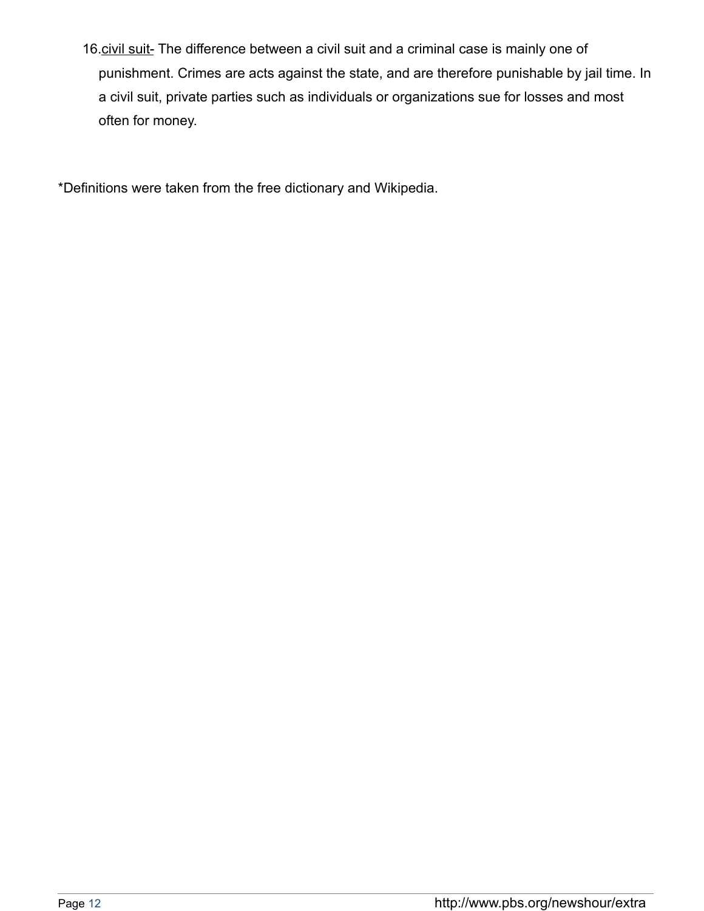16. <u>civil suit</u>- The difference between a civil suit and a criminal case is mainly one of punishment. Crimes are acts against the state, and are therefore punishable by jail time. In a civil suit, private parties such as individuals or organizations sue for losses and most often for money.

*Definitions were taken from the free dictionary and Wikipedia.